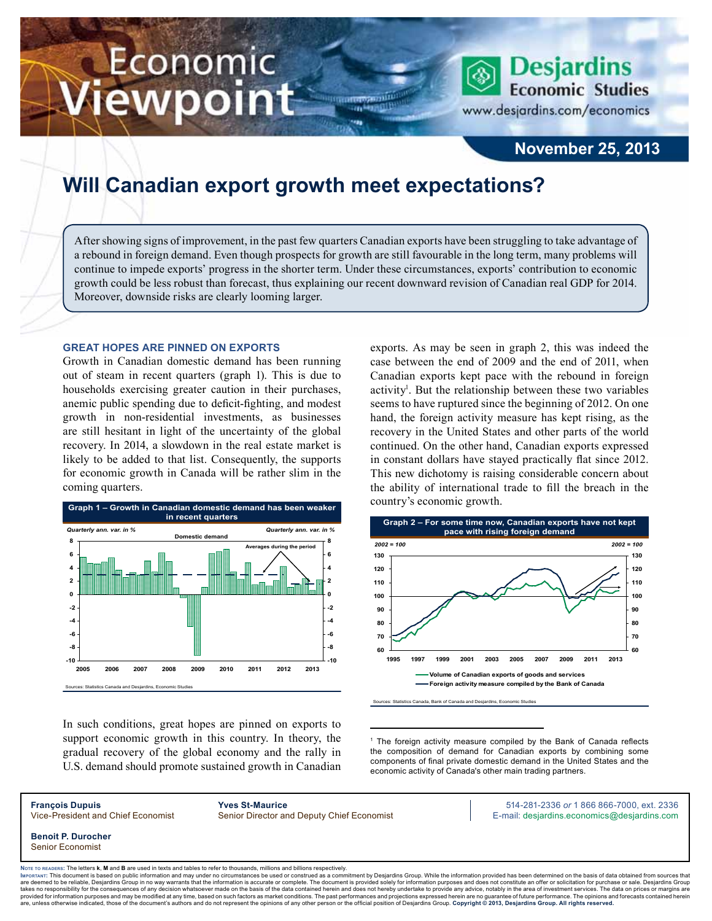# Economic Viewpoint

Desjardins Economic Studies
www.desjardins.com/economics

November 25, 2013

## Will Canadian export growth meet expectations?

After showing signs of improvement, in the past few quarters Canadian exports have been struggling to take advantage of a rebound in foreign demand. Even though prospects for growth are still favourable in the long term, many problems will continue to impede exports' progress in the shorter term. Under these circumstances, exports' contribution to economic growth could be less robust than forecast, thus explaining our recent downward revision of Canadian real GDP for 2014. Moreover, downside risks are clearly looming larger.

### GREAT HOPES ARE PINNED ON EXPORTS

Growth in Canadian domestic demand has been running out of steam in recent quarters (graph 1). This is due to households exercising greater caution in their purchases, anemic public spending due to deficit-fighting, and modest growth in non-residential investments, as businesses are still hesitant in light of the uncertainty of the global recovery. In 2014, a slowdown in the real estate market is likely to be added to that list. Consequently, the supports for economic growth in Canada will be rather slim in the coming quarters.

Graph 1 – Growth in Canadian domestic demand has been weaker in recent quarters

Sources: Statistics Canada and Desjardins, Economic Studies

In such conditions, great hopes are pinned on exports to support economic growth in this country. In theory, the gradual recovery of the global economy and the rally in U.S. demand should promote sustained growth in Canadian exports. As may be seen in graph 2, this was indeed the case between the end of 2009 and the end of 2011, when Canadian exports kept pace with the rebound in foreign activity[1]. But the relationship between these two variables seems to have ruptured since the beginning of 2012. On one hand, the foreign activity measure has kept rising, as the recovery in the United States and other parts of the world continued. On the other hand, Canadian exports expressed in constant dollars have stayed practically flat since 2012. This new dichotomy is raising considerable concern about the ability of international trade to fill the breach in the country's economic growth.

Graph 2 – For some time now, Canadian exports have not kept pace with rising foreign demand

Sources: Statistics Canada, Bank of Canada and Desjardins, Economic Studies

[1] The foreign activity measure compiled by the Bank of Canada reflects the composition of demand for Canadian exports by combining some components of final private domestic demand in the United States and the economic activity of Canada's other main trading partners.

**François Dupuis**
Vice-President and Chief Economist

**Yves St-Maurice**
Senior Director and Deputy Chief Economist

**Benoit P. Durocher**
Senior Economist

514-281-2336 *or* 1 866 866-7000, ext. 2336
E-mail: desjardins.economics@desjardins.com

Note to readers: The letters **k**, **M** and **B** are used in texts and tables to refer to thousands, millions and billions respectively.

Important: This document is based on public information and may under no circumstances be used or construed as a commitment by Desjardins Group. While the information provided has been determined on the basis of data obtained from sources that are deemed to be reliable, Desjardins Group in no way warrants that the information is accurate or complete. The document is provided solely for information purposes and does not constitute an offer or solicitation for purchase or sale. Desjardins Group takes no responsibility for the consequences of any decision whatsoever made on the basis of the data contained herein and does not hereby undertake to provide any advice, notably in the area of investment services. The data on prices or margins are provided for information purposes and may be modified at any time, based on such factors as market conditions. The past performances and projections expressed herein are no guarantee of future performance. The opinions and forecasts contained herein are, unless otherwise indicated, those of the document's authors and do not represent the opinions of any other person or the official position of Desjardins Group. **Copyright © 2013, Desjardins Group. All rights reserved.**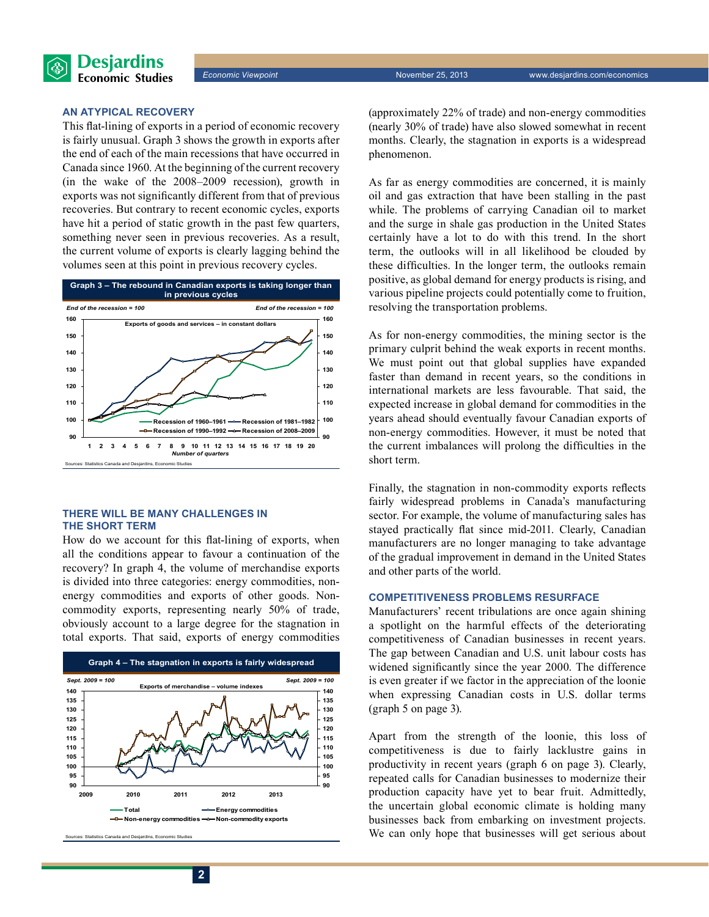## AN ATYPICAL RECOVERY

This flat-lining of exports in a period of economic recovery is fairly unusual. Graph 3 shows the growth in exports after the end of each of the main recessions that have occurred in Canada since 1960. At the beginning of the current recovery (in the wake of the 2008–2009 recession), growth in exports was not significantly different from that of previous recoveries. But contrary to recent economic cycles, exports have hit a period of static growth in the past few quarters, something never seen in previous recoveries. As a result, the current volume of exports is clearly lagging behind the volumes seen at this point in previous recovery cycles.

**Graph 3 – The rebound in Canadian exports is taking longer than in previous cycles**

*End of the recession = 100*

Exports of goods and services – in constant dollars

Recession of 1960–1961; Recession of 1981–1982; Recession of 1990–1992; Recession of 2008–2009

*Number of quarters*

Sources: Statistics Canada and Desjardins, Economic Studies

## THERE WILL BE MANY CHALLENGES IN THE SHORT TERM

How do we account for this flat-lining of exports, when all the conditions appear to favour a continuation of the recovery? In graph 4, the volume of merchandise exports is divided into three categories: energy commodities, non-energy commodities and exports of other goods. Non-commodity exports, representing nearly 50% of trade, obviously account to a large degree for the stagnation in total exports. That said, exports of energy commodities (approximately 22% of trade) and non-energy commodities (nearly 30% of trade) have also slowed somewhat in recent months. Clearly, the stagnation in exports is a widespread phenomenon.

**Graph 4 – The stagnation in exports is fairly widespread**

*Sept. 2009 = 100*

Exports of merchandise – volume indexes

Total; Energy commodities; Non-energy commodities; Non-commodity exports

Sources: Statistics Canada and Desjardins, Economic Studies

As far as energy commodities are concerned, it is mainly oil and gas extraction that have been stalling in the past while. The problems of carrying Canadian oil to market and the surge in shale gas production in the United States certainly have a lot to do with this trend. In the short term, the outlooks will in all likelihood be clouded by these difficulties. In the longer term, the outlooks remain positive, as global demand for energy products is rising, and various pipeline projects could potentially come to fruition, resolving the transportation problems.

As for non-energy commodities, the mining sector is the primary culprit behind the weak exports in recent months. We must point out that global supplies have expanded faster than demand in recent years, so the conditions in international markets are less favourable. That said, the expected increase in global demand for commodities in the years ahead should eventually favour Canadian exports of non-energy commodities. However, it must be noted that the current imbalances will prolong the difficulties in the short term.

Finally, the stagnation in non-commodity exports reflects fairly widespread problems in Canada's manufacturing sector. For example, the volume of manufacturing sales has stayed practically flat since mid-2011. Clearly, Canadian manufacturers are no longer managing to take advantage of the gradual improvement in demand in the United States and other parts of the world.

## COMPETITIVENESS PROBLEMS RESURFACE

Manufacturers' recent tribulations are once again shining a spotlight on the harmful effects of the deteriorating competitiveness of Canadian businesses in recent years. The gap between Canadian and U.S. unit labour costs has widened significantly since the year 2000. The difference is even greater if we factor in the appreciation of the loonie when expressing Canadian costs in U.S. dollar terms (graph 5 on page 3).

Apart from the strength of the loonie, this loss of competitiveness is due to fairly lacklustre gains in productivity in recent years (graph 6 on page 3). Clearly, repeated calls for Canadian businesses to modernize their production capacity have yet to bear fruit. Admittedly, the uncertain global economic climate is holding many businesses back from embarking on investment projects. We can only hope that businesses will get serious about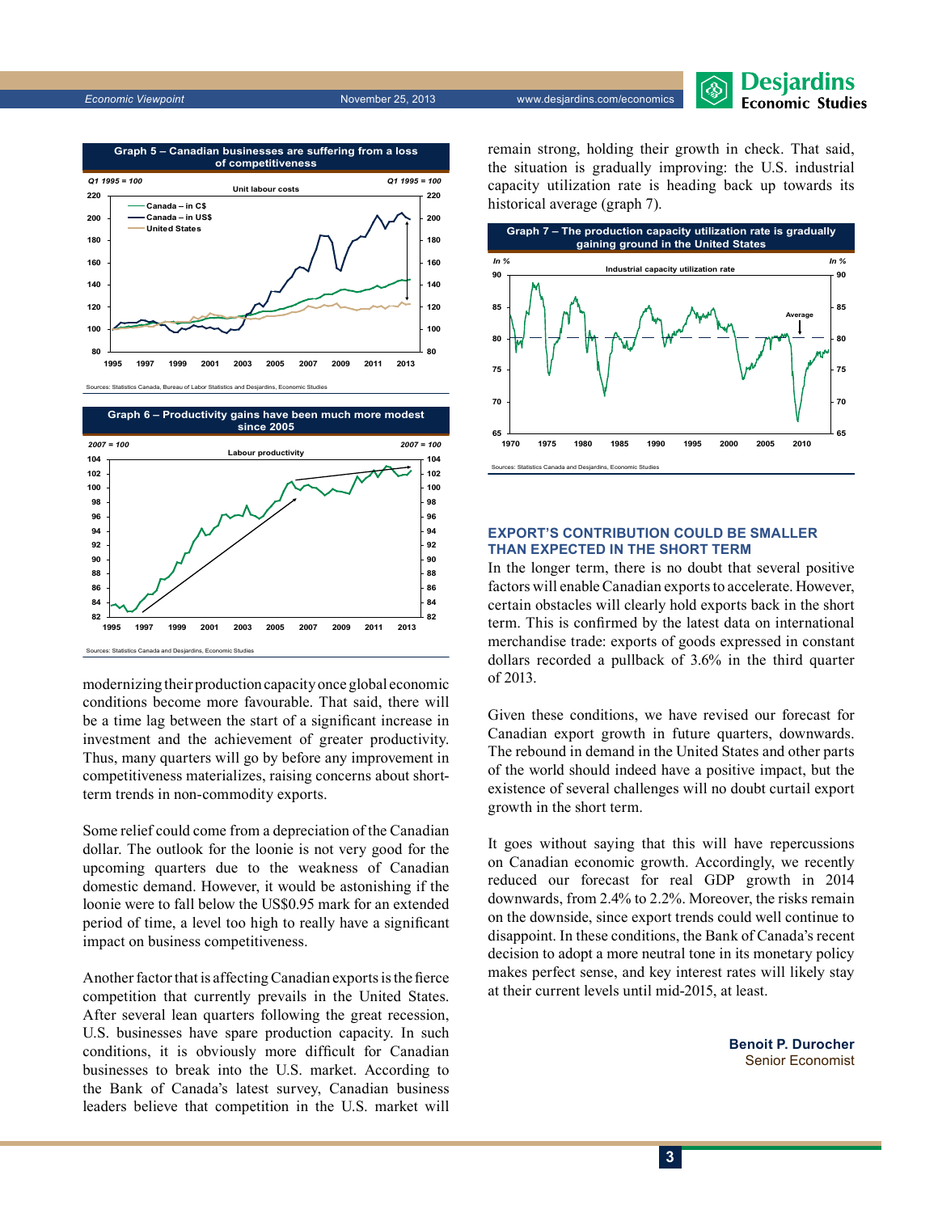**Graph 5 – Canadian businesses are suffering from a loss of competitiveness**

Q1 1995 = 100

Q1 1995 = 100

Unit labour costs

220
200
180
160
140
120
100
80

Canada – in C$
Canada – in US$
United States

1995 1997 1999 2001 2003 2005 2007 2009 2011 2013

Sources: Statistics Canada, Bureau of Labor Statistics and Desjardins, Economic Studies

**Graph 6 – Productivity gains have been much more modest since 2005**

2007 = 100

2007 = 100

Labour productivity

104
102
100
98
96
94
92
90
88
86
84
82

1995 1997 1999 2001 2003 2005 2007 2009 2011 2013

Sources: Statistics Canada and Desjardins, Economic Studies

modernizing their production capacity once global economic conditions become more favourable. That said, there will be a time lag between the start of a significant increase in investment and the achievement of greater productivity. Thus, many quarters will go by before any improvement in competitiveness materializes, raising concerns about short-term trends in non-commodity exports.

Some relief could come from a depreciation of the Canadian dollar. The outlook for the loonie is not very good for the upcoming quarters due to the weakness of Canadian domestic demand. However, it would be astonishing if the loonie were to fall below the US$0.95 mark for an extended period of time, a level too high to really have a significant impact on business competitiveness.

Another factor that is affecting Canadian exports is the fierce competition that currently prevails in the United States. After several lean quarters following the great recession, U.S. businesses have spare production capacity. In such conditions, it is obviously more difficult for Canadian businesses to break into the U.S. market. According to the Bank of Canada's latest survey, Canadian business leaders believe that competition in the U.S. market will remain strong, holding their growth in check. That said, the situation is gradually improving: the U.S. industrial capacity utilization rate is heading back up towards its historical average (graph 7).

**Graph 7 – The production capacity utilization rate is gradually gaining ground in the United States**

In %

In %

Industrial capacity utilization rate

90
85
80
75
70
65

Average

1970 1975 1980 1985 1990 1995 2000 2005 2010

Sources: Statistics Canada and Desjardins, Economic Studies

## EXPORT'S CONTRIBUTION COULD BE SMALLER THAN EXPECTED IN THE SHORT TERM

In the longer term, there is no doubt that several positive factors will enable Canadian exports to accelerate. However, certain obstacles will clearly hold exports back in the short term. This is confirmed by the latest data on international merchandise trade: exports of goods expressed in constant dollars recorded a pullback of 3.6% in the third quarter of 2013.

Given these conditions, we have revised our forecast for Canadian export growth in future quarters, downwards. The rebound in demand in the United States and other parts of the world should indeed have a positive impact, but the existence of several challenges will no doubt curtail export growth in the short term.

It goes without saying that this will have repercussions on Canadian economic growth. Accordingly, we recently reduced our forecast for real GDP growth in 2014 downwards, from 2.4% to 2.2%. Moreover, the risks remain on the downside, since export trends could well continue to disappoint. In these conditions, the Bank of Canada's recent decision to adopt a more neutral tone in its monetary policy makes perfect sense, and key interest rates will likely stay at their current levels until mid-2015, at least.

**Benoit P. Durocher**
Senior Economist